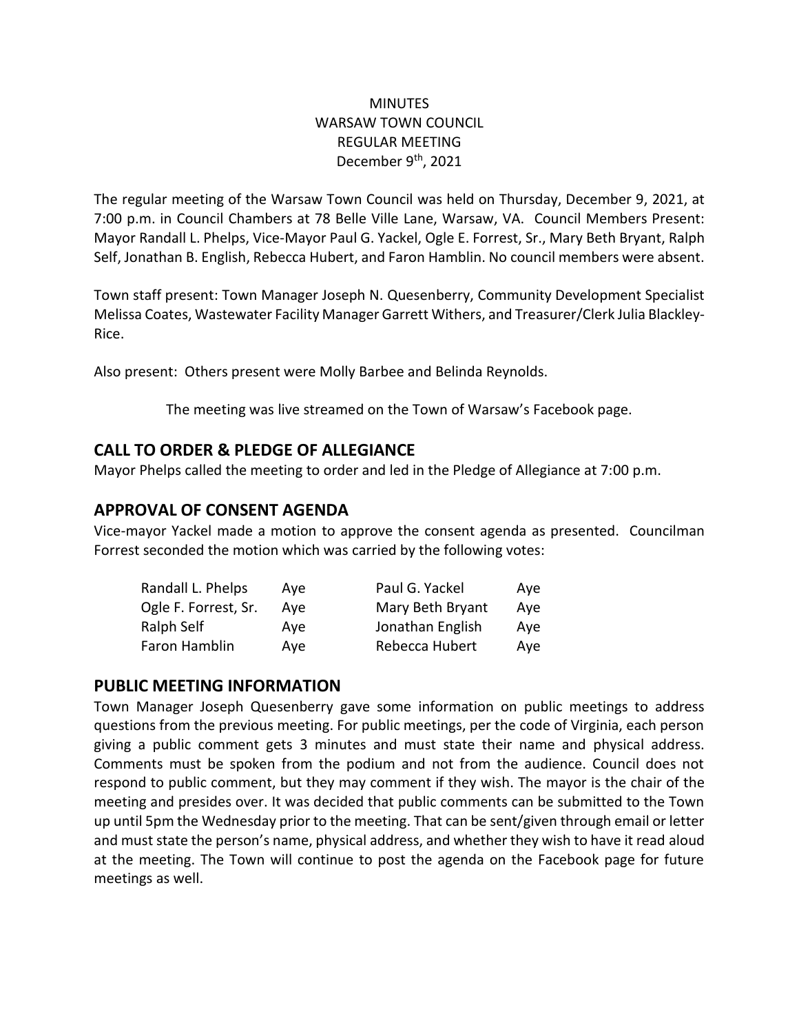MINUTES
WARSAW TOWN COUNCIL
REGULAR MEETING
December 9th, 2021

The regular meeting of the Warsaw Town Council was held on Thursday, December 9, 2021, at 7:00 p.m. in Council Chambers at 78 Belle Ville Lane, Warsaw, VA. Council Members Present: Mayor Randall L. Phelps, Vice-Mayor Paul G. Yackel, Ogle E. Forrest, Sr., Mary Beth Bryant, Ralph Self, Jonathan B. English, Rebecca Hubert, and Faron Hamblin. No council members were absent.

Town staff present: Town Manager Joseph N. Quesenberry, Community Development Specialist Melissa Coates, Wastewater Facility Manager Garrett Withers, and Treasurer/Clerk Julia Blackley-Rice.

Also present: Others present were Molly Barbee and Belinda Reynolds.

The meeting was live streamed on the Town of Warsaw's Facebook page.

## CALL TO ORDER & PLEDGE OF ALLEGIANCE

Mayor Phelps called the meeting to order and led in the Pledge of Allegiance at 7:00 p.m.

## APPROVAL OF CONSENT AGENDA

Vice-mayor Yackel made a motion to approve the consent agenda as presented. Councilman Forrest seconded the motion which was carried by the following votes:

| | | | |
|---|---|---|---|
| Randall L. Phelps | Aye | Paul G. Yackel | Aye |
| Ogle F. Forrest, Sr. | Aye | Mary Beth Bryant | Aye |
| Ralph Self | Aye | Jonathan English | Aye |
| Faron Hamblin | Aye | Rebecca Hubert | Aye |

## PUBLIC MEETING INFORMATION

Town Manager Joseph Quesenberry gave some information on public meetings to address questions from the previous meeting. For public meetings, per the code of Virginia, each person giving a public comment gets 3 minutes and must state their name and physical address. Comments must be spoken from the podium and not from the audience. Council does not respond to public comment, but they may comment if they wish. The mayor is the chair of the meeting and presides over. It was decided that public comments can be submitted to the Town up until 5pm the Wednesday prior to the meeting. That can be sent/given through email or letter and must state the person's name, physical address, and whether they wish to have it read aloud at the meeting. The Town will continue to post the agenda on the Facebook page for future meetings as well.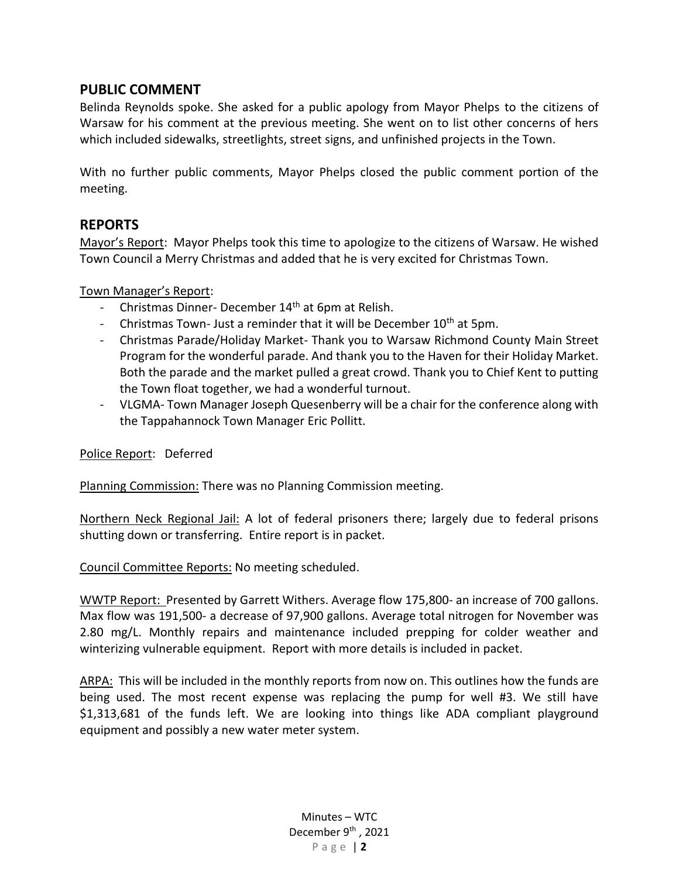## PUBLIC COMMENT

Belinda Reynolds spoke. She asked for a public apology from Mayor Phelps to the citizens of Warsaw for his comment at the previous meeting. She went on to list other concerns of hers which included sidewalks, streetlights, street signs, and unfinished projects in the Town.

With no further public comments, Mayor Phelps closed the public comment portion of the meeting.

## REPORTS

Mayor's Report: Mayor Phelps took this time to apologize to the citizens of Warsaw. He wished Town Council a Merry Christmas and added that he is very excited for Christmas Town.

Town Manager's Report:

- Christmas Dinner- December 14th at 6pm at Relish.
- Christmas Town- Just a reminder that it will be December 10th at 5pm.
- Christmas Parade/Holiday Market- Thank you to Warsaw Richmond County Main Street Program for the wonderful parade. And thank you to the Haven for their Holiday Market. Both the parade and the market pulled a great crowd. Thank you to Chief Kent to putting the Town float together, we had a wonderful turnout.
- VLGMA- Town Manager Joseph Quesenberry will be a chair for the conference along with the Tappahannock Town Manager Eric Pollitt.

Police Report: Deferred

Planning Commission: There was no Planning Commission meeting.

Northern Neck Regional Jail: A lot of federal prisoners there; largely due to federal prisons shutting down or transferring. Entire report is in packet.

Council Committee Reports: No meeting scheduled.

WWTP Report: Presented by Garrett Withers. Average flow 175,800- an increase of 700 gallons. Max flow was 191,500- a decrease of 97,900 gallons. Average total nitrogen for November was 2.80 mg/L. Monthly repairs and maintenance included prepping for colder weather and winterizing vulnerable equipment. Report with more details is included in packet.

ARPA: This will be included in the monthly reports from now on. This outlines how the funds are being used. The most recent expense was replacing the pump for well #3. We still have $1,313,681 of the funds left. We are looking into things like ADA compliant playground equipment and possibly a new water meter system.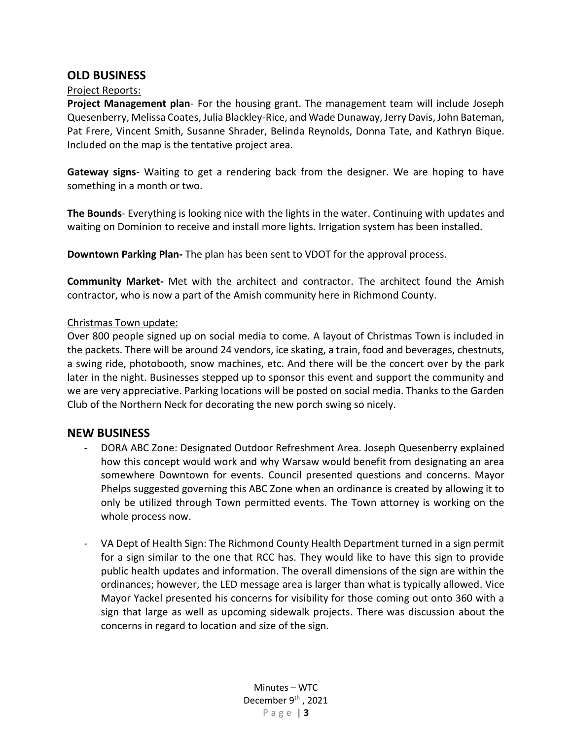## OLD BUSINESS

Project Reports:

**Project Management plan**- For the housing grant. The management team will include Joseph Quesenberry, Melissa Coates, Julia Blackley-Rice, and Wade Dunaway, Jerry Davis, John Bateman, Pat Frere, Vincent Smith, Susanne Shrader, Belinda Reynolds, Donna Tate, and Kathryn Bique. Included on the map is the tentative project area.

**Gateway signs**- Waiting to get a rendering back from the designer. We are hoping to have something in a month or two.

**The Bounds**- Everything is looking nice with the lights in the water. Continuing with updates and waiting on Dominion to receive and install more lights. Irrigation system has been installed.

**Downtown Parking Plan-** The plan has been sent to VDOT for the approval process.

**Community Market-** Met with the architect and contractor. The architect found the Amish contractor, who is now a part of the Amish community here in Richmond County.

Christmas Town update:

Over 800 people signed up on social media to come. A layout of Christmas Town is included in the packets. There will be around 24 vendors, ice skating, a train, food and beverages, chestnuts, a swing ride, photobooth, snow machines, etc. And there will be the concert over by the park later in the night. Businesses stepped up to sponsor this event and support the community and we are very appreciative. Parking locations will be posted on social media. Thanks to the Garden Club of the Northern Neck for decorating the new porch swing so nicely.

## NEW BUSINESS

- DORA ABC Zone: Designated Outdoor Refreshment Area. Joseph Quesenberry explained how this concept would work and why Warsaw would benefit from designating an area somewhere Downtown for events. Council presented questions and concerns. Mayor Phelps suggested governing this ABC Zone when an ordinance is created by allowing it to only be utilized through Town permitted events. The Town attorney is working on the whole process now.

- VA Dept of Health Sign: The Richmond County Health Department turned in a sign permit for a sign similar to the one that RCC has. They would like to have this sign to provide public health updates and information. The overall dimensions of the sign are within the ordinances; however, the LED message area is larger than what is typically allowed. Vice Mayor Yackel presented his concerns for visibility for those coming out onto 360 with a sign that large as well as upcoming sidewalk projects. There was discussion about the concerns in regard to location and size of the sign.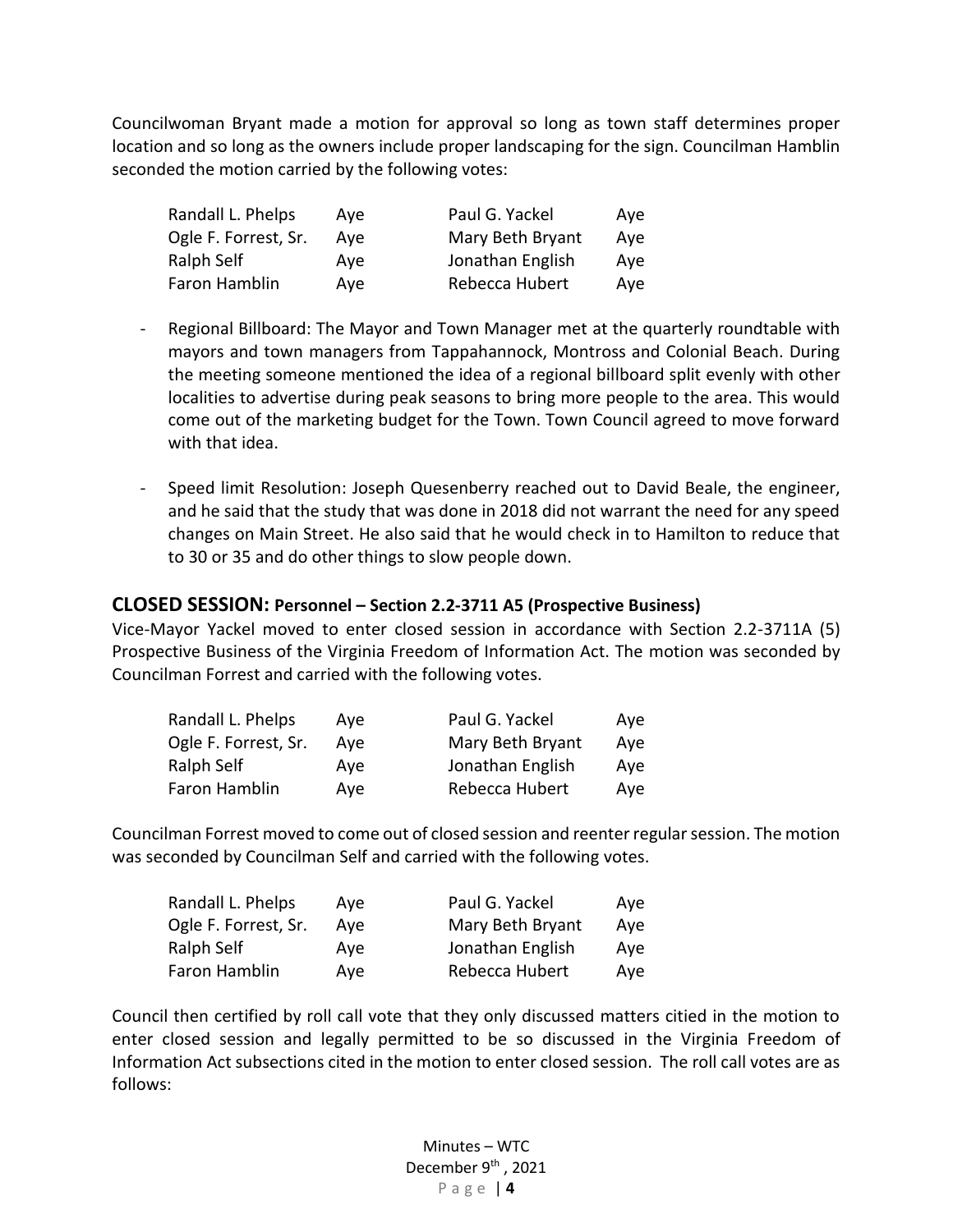Councilwoman Bryant made a motion for approval so long as town staff determines proper location and so long as the owners include proper landscaping for the sign. Councilman Hamblin seconded the motion carried by the following votes:

| | | | |
|---|---|---|---|
| Randall L. Phelps | Aye | Paul G. Yackel | Aye |
| Ogle F. Forrest, Sr. | Aye | Mary Beth Bryant | Aye |
| Ralph Self | Aye | Jonathan English | Aye |
| Faron Hamblin | Aye | Rebecca Hubert | Aye |

- Regional Billboard: The Mayor and Town Manager met at the quarterly roundtable with mayors and town managers from Tappahannock, Montross and Colonial Beach. During the meeting someone mentioned the idea of a regional billboard split evenly with other localities to advertise during peak seasons to bring more people to the area. This would come out of the marketing budget for the Town. Town Council agreed to move forward with that idea.

- Speed limit Resolution: Joseph Quesenberry reached out to David Beale, the engineer, and he said that the study that was done in 2018 did not warrant the need for any speed changes on Main Street. He also said that he would check in to Hamilton to reduce that to 30 or 35 and do other things to slow people down.

## CLOSED SESSION: Personnel – Section 2.2-3711 A5 (Prospective Business)

Vice-Mayor Yackel moved to enter closed session in accordance with Section 2.2-3711A (5) Prospective Business of the Virginia Freedom of Information Act. The motion was seconded by Councilman Forrest and carried with the following votes.

| | | | |
|---|---|---|---|
| Randall L. Phelps | Aye | Paul G. Yackel | Aye |
| Ogle F. Forrest, Sr. | Aye | Mary Beth Bryant | Aye |
| Ralph Self | Aye | Jonathan English | Aye |
| Faron Hamblin | Aye | Rebecca Hubert | Aye |

Councilman Forrest moved to come out of closed session and reenter regular session. The motion was seconded by Councilman Self and carried with the following votes.

| | | | |
|---|---|---|---|
| Randall L. Phelps | Aye | Paul G. Yackel | Aye |
| Ogle F. Forrest, Sr. | Aye | Mary Beth Bryant | Aye |
| Ralph Self | Aye | Jonathan English | Aye |
| Faron Hamblin | Aye | Rebecca Hubert | Aye |

Council then certified by roll call vote that they only discussed matters citied in the motion to enter closed session and legally permitted to be so discussed in the Virginia Freedom of Information Act subsections cited in the motion to enter closed session. The roll call votes are as follows: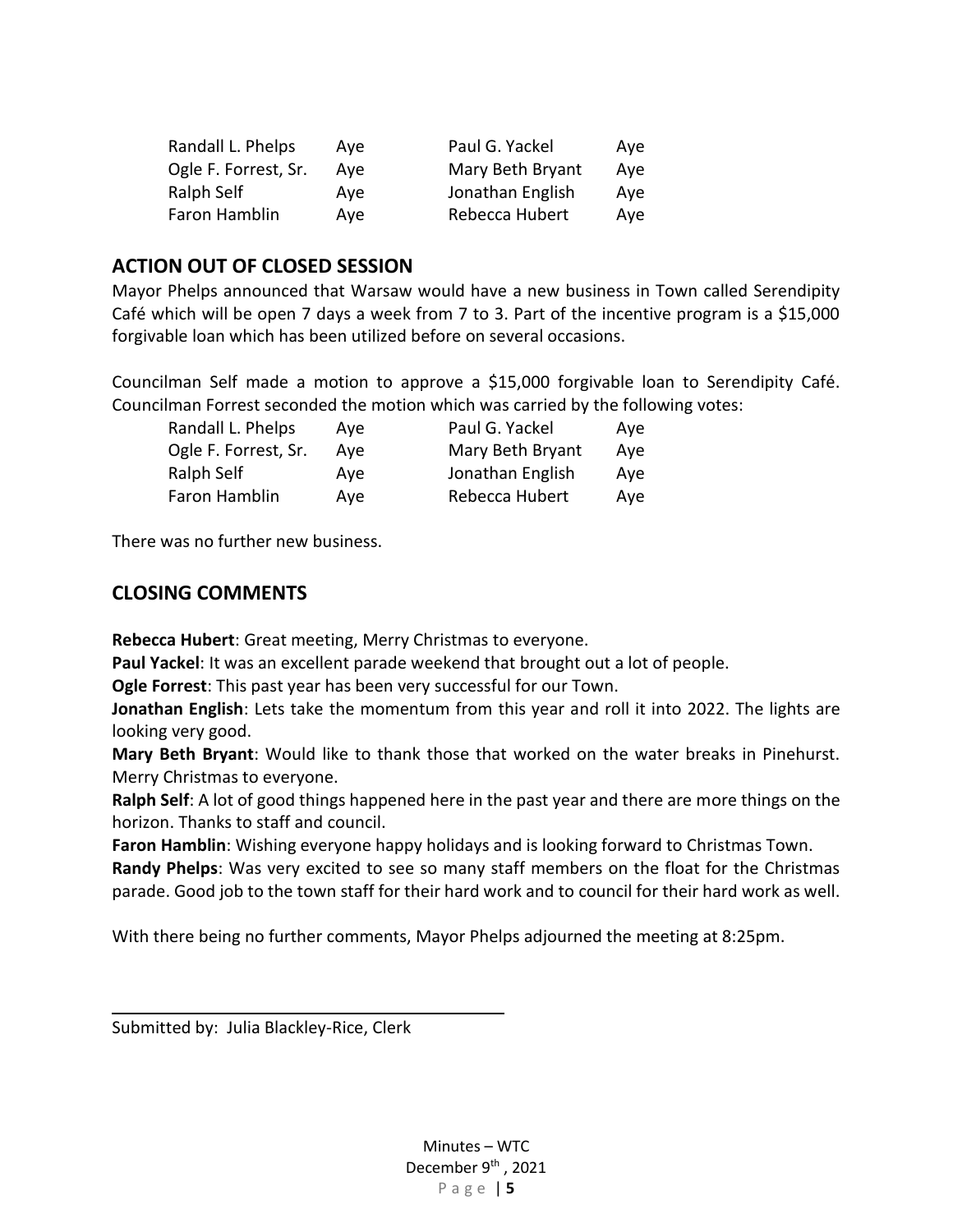| | | | |
|---|---|---|---|
| Randall L. Phelps | Aye | Paul G. Yackel | Aye |
| Ogle F. Forrest, Sr. | Aye | Mary Beth Bryant | Aye |
| Ralph Self | Aye | Jonathan English | Aye |
| Faron Hamblin | Aye | Rebecca Hubert | Aye |

## ACTION OUT OF CLOSED SESSION

Mayor Phelps announced that Warsaw would have a new business in Town called Serendipity Café which will be open 7 days a week from 7 to 3. Part of the incentive program is a $15,000 forgivable loan which has been utilized before on several occasions.

Councilman Self made a motion to approve a $15,000 forgivable loan to Serendipity Café. Councilman Forrest seconded the motion which was carried by the following votes:

| | | | |
|---|---|---|---|
| Randall L. Phelps | Aye | Paul G. Yackel | Aye |
| Ogle F. Forrest, Sr. | Aye | Mary Beth Bryant | Aye |
| Ralph Self | Aye | Jonathan English | Aye |
| Faron Hamblin | Aye | Rebecca Hubert | Aye |

There was no further new business.

## CLOSING COMMENTS

**Rebecca Hubert**: Great meeting, Merry Christmas to everyone.

**Paul Yackel**: It was an excellent parade weekend that brought out a lot of people.

**Ogle Forrest**: This past year has been very successful for our Town.

**Jonathan English**: Lets take the momentum from this year and roll it into 2022. The lights are looking very good.

**Mary Beth Bryant**: Would like to thank those that worked on the water breaks in Pinehurst. Merry Christmas to everyone.

**Ralph Self**: A lot of good things happened here in the past year and there are more things on the horizon. Thanks to staff and council.

**Faron Hamblin**: Wishing everyone happy holidays and is looking forward to Christmas Town.

**Randy Phelps**: Was very excited to see so many staff members on the float for the Christmas parade. Good job to the town staff for their hard work and to council for their hard work as well.

With there being no further comments, Mayor Phelps adjourned the meeting at 8:25pm.

Submitted by: Julia Blackley-Rice, Clerk